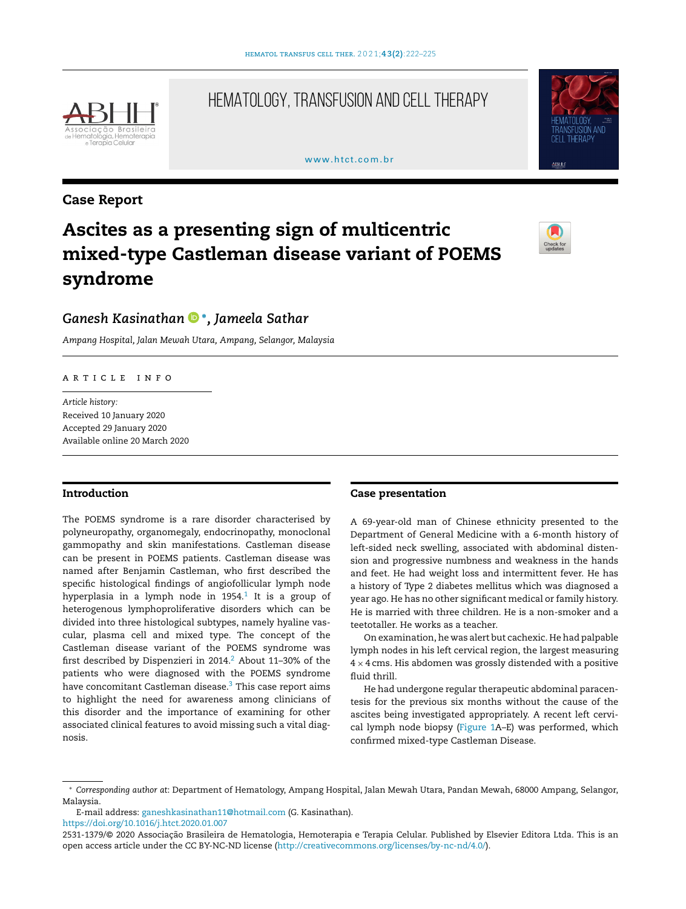HEMATOLOGY, TRANSFUSION AND CELL THERAPY

www.htct.com.br

## Case Report

# Ascites as a presenting sign of multicentric mixed-type Castleman disease variant of POEMS syndrome

*Ganesh Kasinathan* *, *Jameela Sathar*

*Ampang Hospital, Jalan Mewah Utara, Ampang, Selangor, Malaysia*

ARTICLE INFO

*Article history:*
Received 10 January 2020
Accepted 29 January 2020
Available online 20 March 2020

## Introduction

The POEMS syndrome is a rare disorder characterised by polyneuropathy, organomegaly, endocrinopathy, monoclonal gammopathy and skin manifestations. Castleman disease can be present in POEMS patients. Castleman disease was named after Benjamin Castleman, who first described the specific histological findings of angiofollicular lymph node hyperplasia in a lymph node in 1954.[1] It is a group of heterogenous lymphoproliferative disorders which can be divided into three histological subtypes, namely hyaline vascular, plasma cell and mixed type. The concept of the Castleman disease variant of the POEMS syndrome was first described by Dispenzieri in 2014.[2] About 11–30% of the patients who were diagnosed with the POEMS syndrome have concomitant Castleman disease.[3] This case report aims to highlight the need for awareness among clinicians of this disorder and the importance of examining for other associated clinical features to avoid missing such a vital diagnosis.

## Case presentation

A 69-year-old man of Chinese ethnicity presented to the Department of General Medicine with a 6-month history of left-sided neck swelling, associated with abdominal distension and progressive numbness and weakness in the hands and feet. He had weight loss and intermittent fever. He has a history of Type 2 diabetes mellitus which was diagnosed a year ago. He has no other significant medical or family history. He is married with three children. He is a non-smoker and a teetotaller. He works as a teacher.

On examination, he was alert but cachexic. He had palpable lymph nodes in his left cervical region, the largest measuring $4 \times 4$ cms. His abdomen was grossly distended with a positive fluid thrill.

He had undergone regular therapeutic abdominal paracentesis for the previous six months without the cause of the ascites being investigated appropriately. A recent left cervical lymph node biopsy (Figure 1A–E) was performed, which confirmed mixed-type Castleman Disease.

* *Corresponding author at*: Department of Hematology, Ampang Hospital, Jalan Mewah Utara, Pandan Mewah, 68000 Ampang, Selangor, Malaysia.

E-mail address: ganeshkasinathan11@hotmail.com (G. Kasinathan).

https://doi.org/10.1016/j.htct.2020.01.007

2531-1379/© 2020 Associação Brasileira de Hematologia, Hemoterapia e Terapia Celular. Published by Elsevier Editora Ltda. This is an open access article under the CC BY-NC-ND license (http://creativecommons.org/licenses/by-nc-nd/4.0/).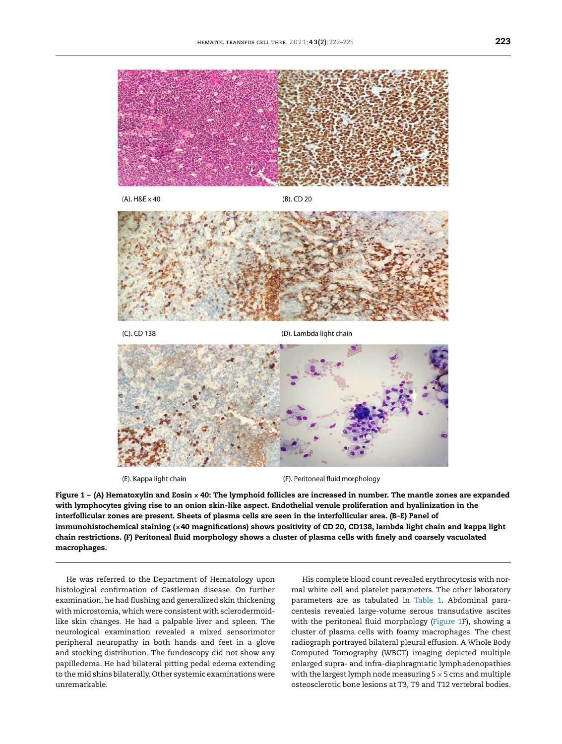(A). H&E x 40

(B). CD 20

(C). CD 138

(D). Lambda light chain

(E). Kappa light chain

(F). Peritoneal fluid morphology

**Figure 1 – (A) Hematoxylin and Eosin × 40: The lymphoid follicles are increased in number. The mantle zones are expanded with lymphocytes giving rise to an onion skin-like aspect. Endothelial venule proliferation and hyalinization in the interfollicular zones are present. Sheets of plasma cells are seen in the interfollicular area. (B–E) Panel of immunohistochemical staining (×40 magnifications) shows positivity of CD 20, CD138, lambda light chain and kappa light chain restrictions. (F) Peritoneal fluid morphology shows a cluster of plasma cells with finely and coarsely vacuolated macrophages.**

He was referred to the Department of Hematology upon histological confirmation of Castleman disease. On further examination, he had flushing and generalized skin thickening with microstomia, which were consistent with sclerodermoid-like skin changes. He had a palpable liver and spleen. The neurological examination revealed a mixed sensorimotor peripheral neuropathy in both hands and feet in a glove and stocking distribution. The fundoscopy did not show any papilledema. He had bilateral pitting pedal edema extending to the mid shins bilaterally. Other systemic examinations were unremarkable.

His complete blood count revealed erythrocytosis with normal white cell and platelet parameters. The other laboratory parameters are as tabulated in Table 1. Abdominal paracentesis revealed large-volume serous transudative ascites with the peritoneal fluid morphology (Figure 1F), showing a cluster of plasma cells with foamy macrophages. The chest radiograph portrayed bilateral pleural effusion. A Whole Body Computed Tomography (WBCT) imaging depicted multiple enlarged supra- and infra-diaphragmatic lymphadenopathies with the largest lymph node measuring 5 × 5 cms and multiple osteosclerotic bone lesions at T3, T9 and T12 vertebral bodies.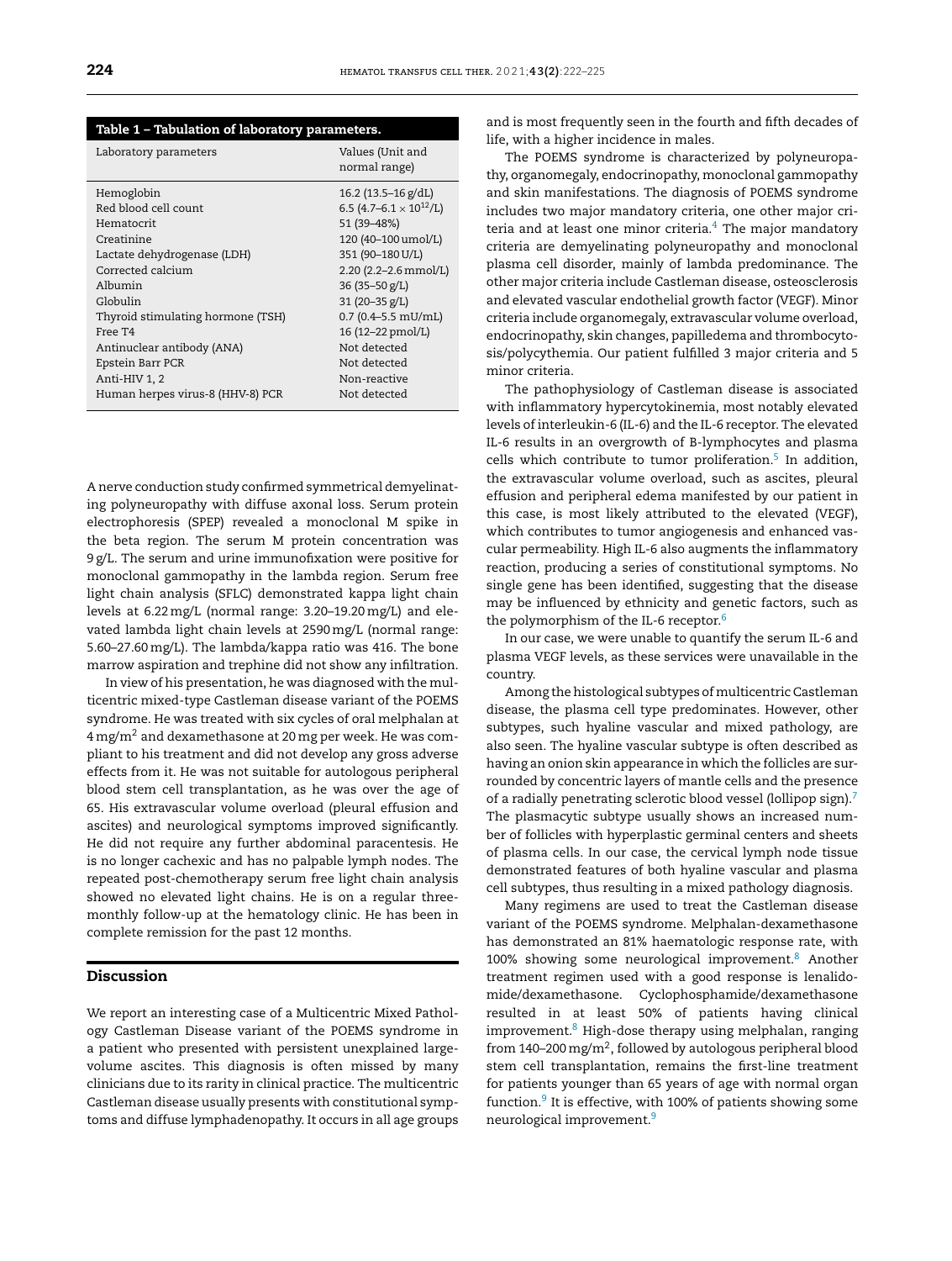**Table 1 – Tabulation of laboratory parameters.**

| Laboratory parameters | Values (Unit and normal range) |
|---|---|
| Hemoglobin | 16.2 (13.5–16 g/dL) |
| Red blood cell count | 6.5 (4.7–6.1 × $10^{12}$/L) |
| Hematocrit | 51 (39–48%) |
| Creatinine | 120 (40–100 umol/L) |
| Lactate dehydrogenase (LDH) | 351 (90–180 U/L) |
| Corrected calcium | 2.20 (2.2–2.6 mmol/L) |
| Albumin | 36 (35–50 g/L) |
| Globulin | 31 (20–35 g/L) |
| Thyroid stimulating hormone (TSH) | 0.7 (0.4–5.5 mU/mL) |
| Free T4 | 16 (12–22 pmol/L) |
| Antinuclear antibody (ANA) | Not detected |
| Epstein Barr PCR | Not detected |
| Anti-HIV 1, 2 | Non-reactive |
| Human herpes virus-8 (HHV-8) PCR | Not detected |

A nerve conduction study confirmed symmetrical demyelinating polyneuropathy with diffuse axonal loss. Serum protein electrophoresis (SPEP) revealed a monoclonal M spike in the beta region. The serum M protein concentration was 9 g/L. The serum and urine immunofixation were positive for monoclonal gammopathy in the lambda region. Serum free light chain analysis (SFLC) demonstrated kappa light chain levels at 6.22 mg/L (normal range: 3.20–19.20 mg/L) and elevated lambda light chain levels at 2590 mg/L (normal range: 5.60–27.60 mg/L). The lambda/kappa ratio was 416. The bone marrow aspiration and trephine did not show any infiltration.

In view of his presentation, he was diagnosed with the multicentric mixed-type Castleman disease variant of the POEMS syndrome. He was treated with six cycles of oral melphalan at 4 mg/m$^2$ and dexamethasone at 20 mg per week. He was compliant to his treatment and did not develop any gross adverse effects from it. He was not suitable for autologous peripheral blood stem cell transplantation, as he was over the age of 65. His extravascular volume overload (pleural effusion and ascites) and neurological symptoms improved significantly. He did not require any further abdominal paracentesis. He is no longer cachexic and has no palpable lymph nodes. The repeated post-chemotherapy serum free light chain analysis showed no elevated light chains. He is on a regular three-monthly follow-up at the hematology clinic. He has been in complete remission for the past 12 months.

## Discussion

We report an interesting case of a Multicentric Mixed Pathology Castleman Disease variant of the POEMS syndrome in a patient who presented with persistent unexplained large-volume ascites. This diagnosis is often missed by many clinicians due to its rarity in clinical practice. The multicentric Castleman disease usually presents with constitutional symptoms and diffuse lymphadenopathy. It occurs in all age groups and is most frequently seen in the fourth and fifth decades of life, with a higher incidence in males.

The POEMS syndrome is characterized by polyneuropathy, organomegaly, endocrinopathy, monoclonal gammopathy and skin manifestations. The diagnosis of POEMS syndrome includes two major mandatory criteria, one other major criteria and at least one minor criteria.[4] The major mandatory criteria are demyelinating polyneuropathy and monoclonal plasma cell disorder, mainly of lambda predominance. The other major criteria include Castleman disease, osteosclerosis and elevated vascular endothelial growth factor (VEGF). Minor criteria include organomegaly, extravascular volume overload, endocrinopathy, skin changes, papilledema and thrombocytosis/polycythemia. Our patient fulfilled 3 major criteria and 5 minor criteria.

The pathophysiology of Castleman disease is associated with inflammatory hypercytokinemia, most notably elevated levels of interleukin-6 (IL-6) and the IL-6 receptor. The elevated IL-6 results in an overgrowth of B-lymphocytes and plasma cells which contribute to tumor proliferation.[5] In addition, the extravascular volume overload, such as ascites, pleural effusion and peripheral edema manifested by our patient in this case, is most likely attributed to the elevated (VEGF), which contributes to tumor angiogenesis and enhanced vascular permeability. High IL-6 also augments the inflammatory reaction, producing a series of constitutional symptoms. No single gene has been identified, suggesting that the disease may be influenced by ethnicity and genetic factors, such as the polymorphism of the IL-6 receptor.[6]

In our case, we were unable to quantify the serum IL-6 and plasma VEGF levels, as these services were unavailable in the country.

Among the histological subtypes of multicentric Castleman disease, the plasma cell type predominates. However, other subtypes, such hyaline vascular and mixed pathology, are also seen. The hyaline vascular subtype is often described as having an onion skin appearance in which the follicles are surrounded by concentric layers of mantle cells and the presence of a radially penetrating sclerotic blood vessel (lollipop sign).[7] The plasmacytic subtype usually shows an increased number of follicles with hyperplastic germinal centers and sheets of plasma cells. In our case, the cervical lymph node tissue demonstrated features of both hyaline vascular and plasma cell subtypes, thus resulting in a mixed pathology diagnosis.

Many regimens are used to treat the Castleman disease variant of the POEMS syndrome. Melphalan-dexamethasone has demonstrated an 81% haematologic response rate, with 100% showing some neurological improvement.[8] Another treatment regimen used with a good response is lenalidomide/dexamethasone. Cyclophosphamide/dexamethasone resulted in at least 50% of patients having clinical improvement.[8] High-dose therapy using melphalan, ranging from 140–200 mg/m$^2$, followed by autologous peripheral blood stem cell transplantation, remains the first-line treatment for patients younger than 65 years of age with normal organ function.[9] It is effective, with 100% of patients showing some neurological improvement.[9]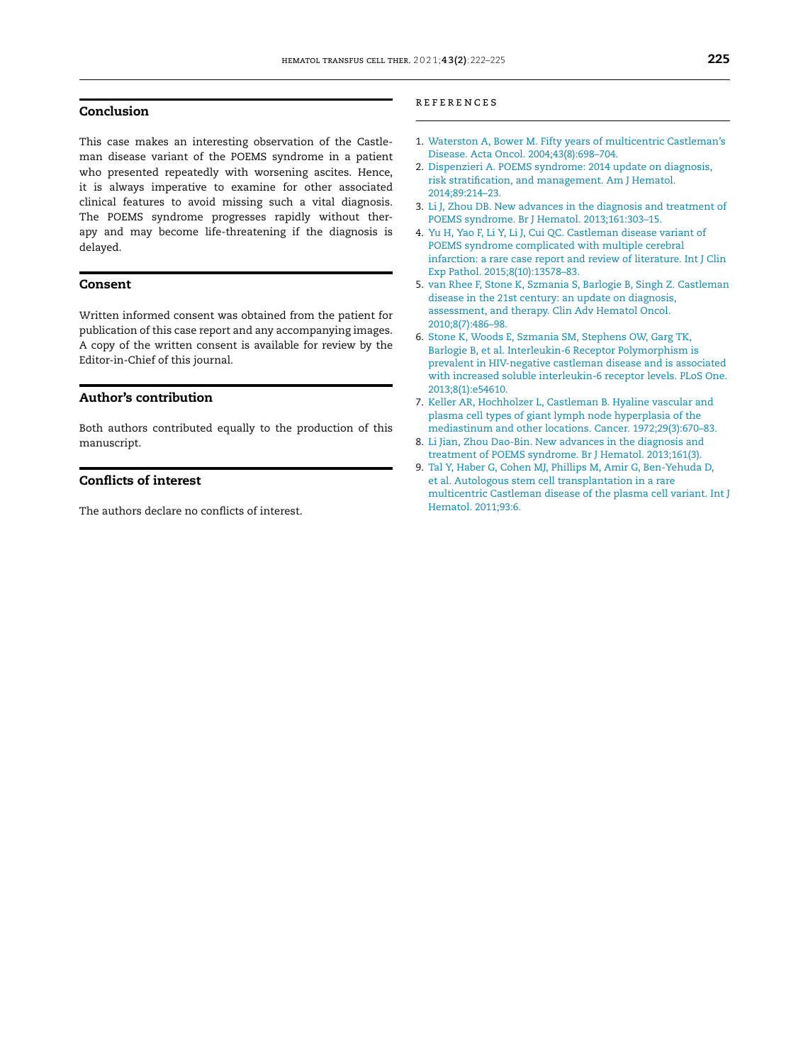## Conclusion

This case makes an interesting observation of the Castleman disease variant of the POEMS syndrome in a patient who presented repeatedly with worsening ascites. Hence, it is always imperative to examine for other associated clinical features to avoid missing such a vital diagnosis. The POEMS syndrome progresses rapidly without therapy and may become life-threatening if the diagnosis is delayed.

## Consent

Written informed consent was obtained from the patient for publication of this case report and any accompanying images. A copy of the written consent is available for review by the Editor-in-Chief of this journal.

## Author's contribution

Both authors contributed equally to the production of this manuscript.

## Conflicts of interest

The authors declare no conflicts of interest.

## REFERENCES

1. Waterston A, Bower M. Fifty years of multicentric Castleman's Disease. Acta Oncol. 2004;43(8):698–704.
2. Dispenzieri A. POEMS syndrome: 2014 update on diagnosis, risk stratification, and management. Am J Hematol. 2014;89:214–23.
3. Li J, Zhou DB. New advances in the diagnosis and treatment of POEMS syndrome. Br J Hematol. 2013;161:303–15.
4. Yu H, Yao F, Li Y, Li J, Cui QC. Castleman disease variant of POEMS syndrome complicated with multiple cerebral infarction: a rare case report and review of literature. Int J Clin Exp Pathol. 2015;8(10):13578–83.
5. van Rhee F, Stone K, Szmania S, Barlogie B, Singh Z. Castleman disease in the 21st century: an update on diagnosis, assessment, and therapy. Clin Adv Hematol Oncol. 2010;8(7):486–98.
6. Stone K, Woods E, Szmania SM, Stephens OW, Garg TK, Barlogie B, et al. Interleukin-6 Receptor Polymorphism is prevalent in HIV-negative castleman disease and is associated with increased soluble interleukin-6 receptor levels. PLoS One. 2013;8(1):e54610.
7. Keller AR, Hochholzer L, Castleman B. Hyaline vascular and plasma cell types of giant lymph node hyperplasia of the mediastinum and other locations. Cancer. 1972;29(3):670–83.
8. Li Jian, Zhou Dao-Bin. New advances in the diagnosis and treatment of POEMS syndrome. Br J Hematol. 2013;161(3).
9. Tal Y, Haber G, Cohen MJ, Phillips M, Amir G, Ben-Yehuda D, et al. Autologous stem cell transplantation in a rare multicentric Castleman disease of the plasma cell variant. Int J Hematol. 2011;93:6.